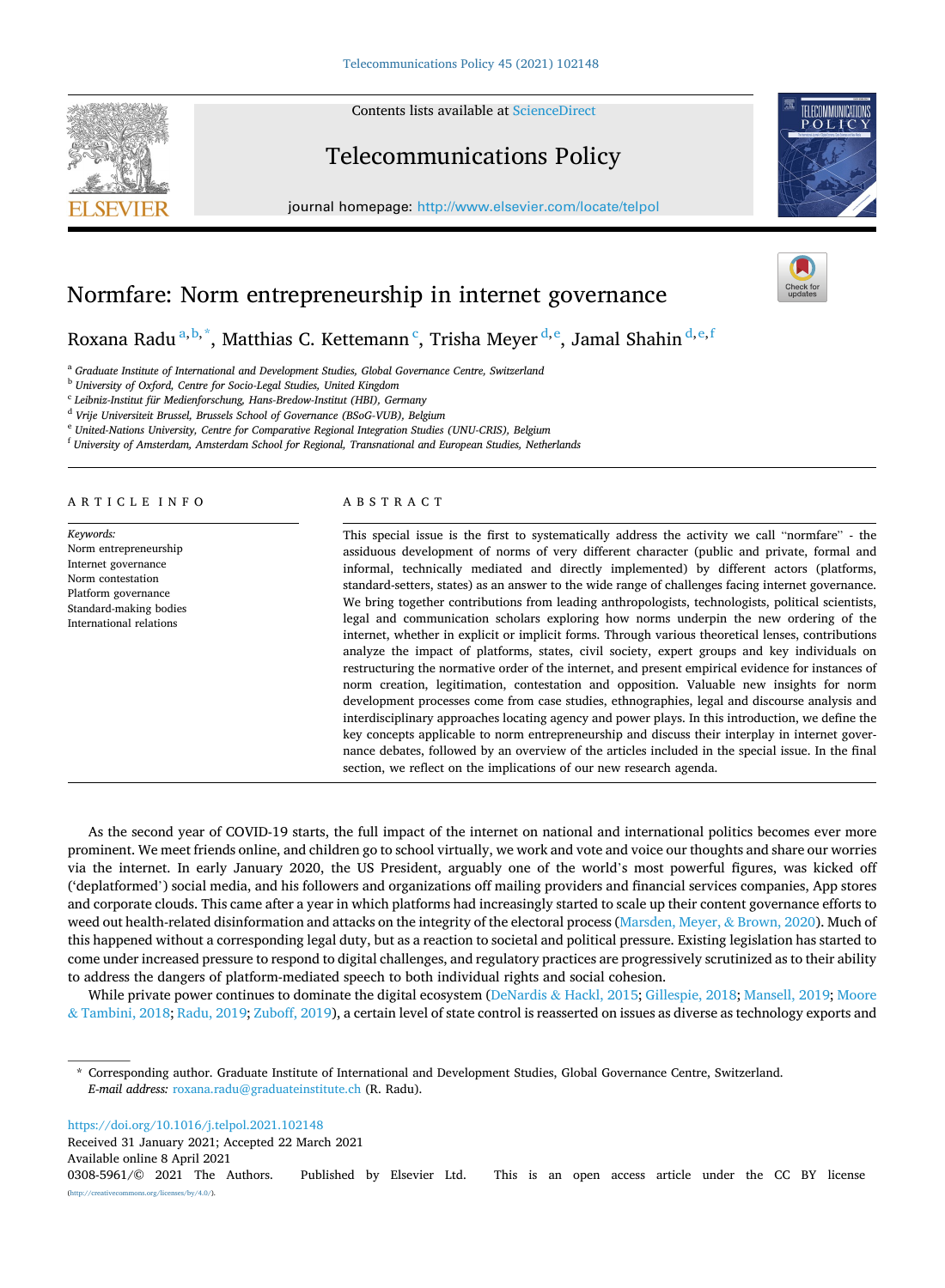# Normfare: Norm entrepreneurship in internet governance

Roxana Radu [a,b,*], Matthias C. Kettemann [c], Trisha Meyer [d,e], Jamal Shahin [d,e,f]

[a] *Graduate Institute of International and Development Studies, Global Governance Centre, Switzerland*
[b] *University of Oxford, Centre for Socio-Legal Studies, United Kingdom*
[c] *Leibniz-Institut für Medienforschung, Hans-Bredow-Institut (HBI), Germany*
[d] *Vrije Universiteit Brussel, Brussels School of Governance (BSoG-VUB), Belgium*
[e] *United-Nations University, Centre for Comparative Regional Integration Studies (UNU-CRIS), Belgium*
[f] *University of Amsterdam, Amsterdam School for Regional, Transnational and European Studies, Netherlands*

## ARTICLE INFO

*Keywords:*
Norm entrepreneurship
Internet governance
Norm contestation
Platform governance
Standard-making bodies
International relations

## ABSTRACT

This special issue is the first to systematically address the activity we call "normfare" - the assiduous development of norms of very different character (public and private, formal and informal, technically mediated and directly implemented) by different actors (platforms, standard-setters, states) as an answer to the wide range of challenges facing internet governance. We bring together contributions from leading anthropologists, technologists, political scientists, legal and communication scholars exploring how norms underpin the new ordering of the internet, whether in explicit or implicit forms. Through various theoretical lenses, contributions analyze the impact of platforms, states, civil society, expert groups and key individuals on restructuring the normative order of the internet, and present empirical evidence for instances of norm creation, legitimation, contestation and opposition. Valuable new insights for norm development processes come from case studies, ethnographies, legal and discourse analysis and interdisciplinary approaches locating agency and power plays. In this introduction, we define the key concepts applicable to norm entrepreneurship and discuss their interplay in internet governance debates, followed by an overview of the articles included in the special issue. In the final section, we reflect on the implications of our new research agenda.

As the second year of COVID-19 starts, the full impact of the internet on national and international politics becomes ever more prominent. We meet friends online, and children go to school virtually, we work and vote and voice our thoughts and share our worries via the internet. In early January 2020, the US President, arguably one of the world's most powerful figures, was kicked off ('deplatformed') social media, and his followers and organizations off mailing providers and financial services companies, App stores and corporate clouds. This came after a year in which platforms had increasingly started to scale up their content governance efforts to weed out health-related disinformation and attacks on the integrity of the electoral process (Marsden, Meyer, & Brown, 2020). Much of this happened without a corresponding legal duty, but as a reaction to societal and political pressure. Existing legislation has started to come under increased pressure to respond to digital challenges, and regulatory practices are progressively scrutinized as to their ability to address the dangers of platform-mediated speech to both individual rights and social cohesion.

While private power continues to dominate the digital ecosystem (DeNardis & Hackl, 2015; Gillespie, 2018; Mansell, 2019; Moore & Tambini, 2018; Radu, 2019; Zuboff, 2019), a certain level of state control is reasserted on issues as diverse as technology exports and

\* Corresponding author. Graduate Institute of International and Development Studies, Global Governance Centre, Switzerland.
*E-mail address:* roxana.radu@graduateinstitute.ch (R. Radu).

https://doi.org/10.1016/j.telpol.2021.102148
Received 31 January 2021; Accepted 22 March 2021
Available online 8 April 2021
0308-5961/© 2021 The Authors. Published by Elsevier Ltd. This is an open access article under the CC BY license (http://creativecommons.org/licenses/by/4.0/).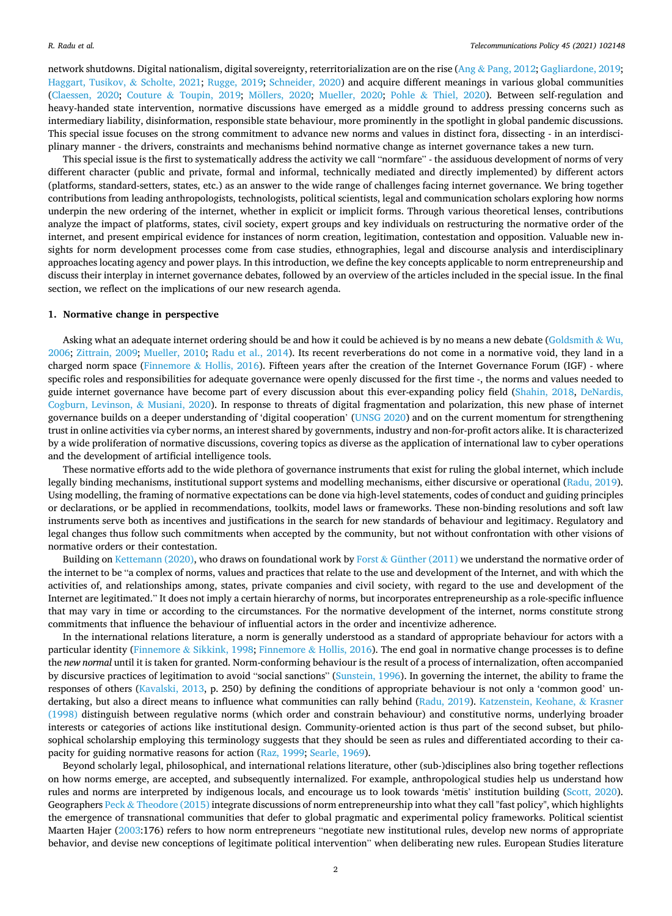network shutdowns. Digital nationalism, digital sovereignty, reterritorialization are on the rise (Ang & Pang, 2012; Gagliardone, 2019; Haggart, Tusikov, & Scholte, 2021; Rugge, 2019; Schneider, 2020) and acquire different meanings in various global communities (Claessen, 2020; Couture & Toupin, 2019; Möllers, 2020; Mueller, 2020; Pohle & Thiel, 2020). Between self-regulation and heavy-handed state intervention, normative discussions have emerged as a middle ground to address pressing concerns such as intermediary liability, disinformation, responsible state behaviour, more prominently in the spotlight in global pandemic discussions. This special issue focuses on the strong commitment to advance new norms and values in distinct fora, dissecting - in an interdisciplinary manner - the drivers, constraints and mechanisms behind normative change as internet governance takes a new turn.

This special issue is the first to systematically address the activity we call "normfare" - the assiduous development of norms of very different character (public and private, formal and informal, technically mediated and directly implemented) by different actors (platforms, standard-setters, states, etc.) as an answer to the wide range of challenges facing internet governance. We bring together contributions from leading anthropologists, technologists, political scientists, legal and communication scholars exploring how norms underpin the new ordering of the internet, whether in explicit or implicit forms. Through various theoretical lenses, contributions analyze the impact of platforms, states, civil society, expert groups and key individuals on restructuring the normative order of the internet, and present empirical evidence for instances of norm creation, legitimation, contestation and opposition. Valuable new insights for norm development processes come from case studies, ethnographies, legal and discourse analysis and interdisciplinary approaches locating agency and power plays. In this introduction, we define the key concepts applicable to norm entrepreneurship and discuss their interplay in internet governance debates, followed by an overview of the articles included in the special issue. In the final section, we reflect on the implications of our new research agenda.

## 1. Normative change in perspective

Asking what an adequate internet ordering should be and how it could be achieved is by no means a new debate (Goldsmith & Wu, 2006; Zittrain, 2009; Mueller, 2010; Radu et al., 2014). Its recent reverberations do not come in a normative void, they land in a charged norm space (Finnemore & Hollis, 2016). Fifteen years after the creation of the Internet Governance Forum (IGF) - where specific roles and responsibilities for adequate governance were openly discussed for the first time -, the norms and values needed to guide internet governance have become part of every discussion about this ever-expanding policy field (Shahin, 2018, DeNardis, Cogburn, Levinson, & Musiani, 2020). In response to threats of digital fragmentation and polarization, this new phase of internet governance builds on a deeper understanding of 'digital cooperation' (UNSG 2020) and on the current momentum for strengthening trust in online activities via cyber norms, an interest shared by governments, industry and non-for-profit actors alike. It is characterized by a wide proliferation of normative discussions, covering topics as diverse as the application of international law to cyber operations and the development of artificial intelligence tools.

These normative efforts add to the wide plethora of governance instruments that exist for ruling the global internet, which include legally binding mechanisms, institutional support systems and modelling mechanisms, either discursive or operational (Radu, 2019). Using modelling, the framing of normative expectations can be done via high-level statements, codes of conduct and guiding principles or declarations, or be applied in recommendations, toolkits, model laws or frameworks. These non-binding resolutions and soft law instruments serve both as incentives and justifications in the search for new standards of behaviour and legitimacy. Regulatory and legal changes thus follow such commitments when accepted by the community, but not without confrontation with other visions of normative orders or their contestation.

Building on Kettemann (2020), who draws on foundational work by Forst & Günther (2011) we understand the normative order of the internet to be "a complex of norms, values and practices that relate to the use and development of the Internet, and with which the activities of, and relationships among, states, private companies and civil society, with regard to the use and development of the Internet are legitimated." It does not imply a certain hierarchy of norms, but incorporates entrepreneurship as a role-specific influence that may vary in time or according to the circumstances. For the normative development of the internet, norms constitute strong commitments that influence the behaviour of influential actors in the order and incentivize adherence.

In the international relations literature, a norm is generally understood as a standard of appropriate behaviour for actors with a particular identity (Finnemore & Sikkink, 1998; Finnemore & Hollis, 2016). The end goal in normative change processes is to define the *new normal* until it is taken for granted. Norm-conforming behaviour is the result of a process of internalization, often accompanied by discursive practices of legitimation to avoid "social sanctions" (Sunstein, 1996). In governing the internet, the ability to frame the responses of others (Kavalski, 2013, p. 250) by defining the conditions of appropriate behaviour is not only a 'common good' undertaking, but also a direct means to influence what communities can rally behind (Radu, 2019). Katzenstein, Keohane, & Krasner (1998) distinguish between regulative norms (which order and constrain behaviour) and constitutive norms, underlying broader interests or categories of actions like institutional design. Community-oriented action is thus part of the second subset, but philosophical scholarship employing this terminology suggests that they should be seen as rules and differentiated according to their capacity for guiding normative reasons for action (Raz, 1999; Searle, 1969).

Beyond scholarly legal, philosophical, and international relations literature, other (sub-)disciplines also bring together reflections on how norms emerge, are accepted, and subsequently internalized. For example, anthropological studies help us understand how rules and norms are interpreted by indigenous locals, and encourage us to look towards 'mētis' institution building (Scott, 2020). Geographers Peck & Theodore (2015) integrate discussions of norm entrepreneurship into what they call "fast policy", which highlights the emergence of transnational communities that defer to global pragmatic and experimental policy frameworks. Political scientist Maarten Hajer (2003:176) refers to how norm entrepreneurs "negotiate new institutional rules, develop new norms of appropriate behavior, and devise new conceptions of legitimate political intervention" when deliberating new rules. European Studies literature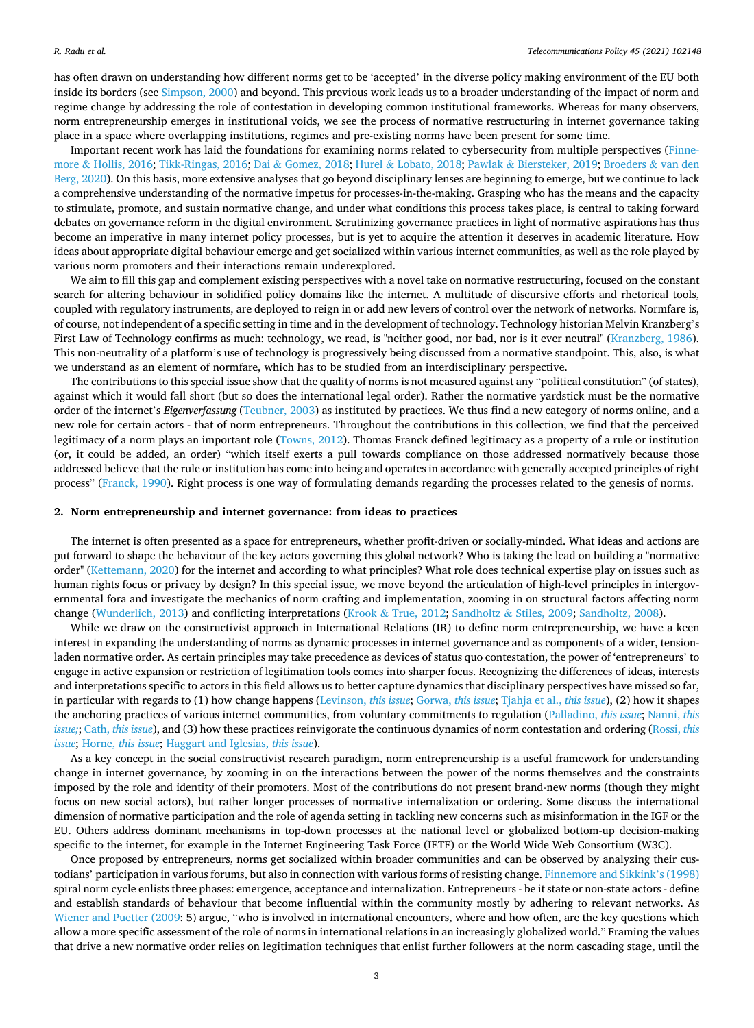has often drawn on understanding how different norms get to be 'accepted' in the diverse policy making environment of the EU both inside its borders (see Simpson, 2000) and beyond. This previous work leads us to a broader understanding of the impact of norm and regime change by addressing the role of contestation in developing common institutional frameworks. Whereas for many observers, norm entrepreneurship emerges in institutional voids, we see the process of normative restructuring in internet governance taking place in a space where overlapping institutions, regimes and pre-existing norms have been present for some time.

Important recent work has laid the foundations for examining norms related to cybersecurity from multiple perspectives (Finnemore & Hollis, 2016; Tikk-Ringas, 2016; Dai & Gomez, 2018; Hurel & Lobato, 2018; Pawlak & Biersteker, 2019; Broeders & van den Berg, 2020). On this basis, more extensive analyses that go beyond disciplinary lenses are beginning to emerge, but we continue to lack a comprehensive understanding of the normative impetus for processes-in-the-making. Grasping who has the means and the capacity to stimulate, promote, and sustain normative change, and under what conditions this process takes place, is central to taking forward debates on governance reform in the digital environment. Scrutinizing governance practices in light of normative aspirations has thus become an imperative in many internet policy processes, but is yet to acquire the attention it deserves in academic literature. How ideas about appropriate digital behaviour emerge and get socialized within various internet communities, as well as the role played by various norm promoters and their interactions remain underexplored.

We aim to fill this gap and complement existing perspectives with a novel take on normative restructuring, focused on the constant search for altering behaviour in solidified policy domains like the internet. A multitude of discursive efforts and rhetorical tools, coupled with regulatory instruments, are deployed to reign in or add new levers of control over the network of networks. Normfare is, of course, not independent of a specific setting in time and in the development of technology. Technology historian Melvin Kranzberg's First Law of Technology confirms as much: technology, we read, is "neither good, nor bad, nor is it ever neutral" (Kranzberg, 1986). This non-neutrality of a platform's use of technology is progressively being discussed from a normative standpoint. This, also, is what we understand as an element of normfare, which has to be studied from an interdisciplinary perspective.

The contributions to this special issue show that the quality of norms is not measured against any "political constitution" (of states), against which it would fall short (but so does the international legal order). Rather the normative yardstick must be the normative order of the internet's *Eigenverfassung* (Teubner, 2003) as instituted by practices. We thus find a new category of norms online, and a new role for certain actors - that of norm entrepreneurs. Throughout the contributions in this collection, we find that the perceived legitimacy of a norm plays an important role (Towns, 2012). Thomas Franck defined legitimacy as a property of a rule or institution (or, it could be added, an order) "which itself exerts a pull towards compliance on those addressed normatively because those addressed believe that the rule or institution has come into being and operates in accordance with generally accepted principles of right process" (Franck, 1990). Right process is one way of formulating demands regarding the processes related to the genesis of norms.

## 2. Norm entrepreneurship and internet governance: from ideas to practices

The internet is often presented as a space for entrepreneurs, whether profit-driven or socially-minded. What ideas and actions are put forward to shape the behaviour of the key actors governing this global network? Who is taking the lead on building a "normative order" (Kettemann, 2020) for the internet and according to what principles? What role does technical expertise play on issues such as human rights focus or privacy by design? In this special issue, we move beyond the articulation of high-level principles in intergovernmental fora and investigate the mechanics of norm crafting and implementation, zooming in on structural factors affecting norm change (Wunderlich, 2013) and conflicting interpretations (Krook & True, 2012; Sandholtz & Stiles, 2009; Sandholtz, 2008).

While we draw on the constructivist approach in International Relations (IR) to define norm entrepreneurship, we have a keen interest in expanding the understanding of norms as dynamic processes in internet governance and as components of a wider, tension-laden normative order. As certain principles may take precedence as devices of status quo contestation, the power of 'entrepreneurs' to engage in active expansion or restriction of legitimation tools comes into sharper focus. Recognizing the differences of ideas, interests and interpretations specific to actors in this field allows us to better capture dynamics that disciplinary perspectives have missed so far, in particular with regards to (1) how change happens (Levinson, *this issue*; Gorwa, *this issue*; Tjahja et al., *this issue*), (2) how it shapes the anchoring practices of various internet communities, from voluntary commitments to regulation (Palladino, *this issue*; Nanni, *this issue;*; Cath, *this issue*), and (3) how these practices reinvigorate the continuous dynamics of norm contestation and ordering (Rossi, *this issue*; Horne, *this issue*; Haggart and Iglesias, *this issue*).

As a key concept in the social constructivist research paradigm, norm entrepreneurship is a useful framework for understanding change in internet governance, by zooming in on the interactions between the power of the norms themselves and the constraints imposed by the role and identity of their promoters. Most of the contributions do not present brand-new norms (though they might focus on new social actors), but rather longer processes of normative internalization or ordering. Some discuss the international dimension of normative participation and the role of agenda setting in tackling new concerns such as misinformation in the IGF or the EU. Others address dominant mechanisms in top-down processes at the national level or globalized bottom-up decision-making specific to the internet, for example in the Internet Engineering Task Force (IETF) or the World Wide Web Consortium (W3C).

Once proposed by entrepreneurs, norms get socialized within broader communities and can be observed by analyzing their custodians' participation in various forums, but also in connection with various forms of resisting change. Finnemore and Sikkink's (1998) spiral norm cycle enlists three phases: emergence, acceptance and internalization. Entrepreneurs - be it state or non-state actors - define and establish standards of behaviour that become influential within the community mostly by adhering to relevant networks. As Wiener and Puetter (2009: 5) argue, "who is involved in international encounters, where and how often, are the key questions which allow a more specific assessment of the role of norms in international relations in an increasingly globalized world." Framing the values that drive a new normative order relies on legitimation techniques that enlist further followers at the norm cascading stage, until the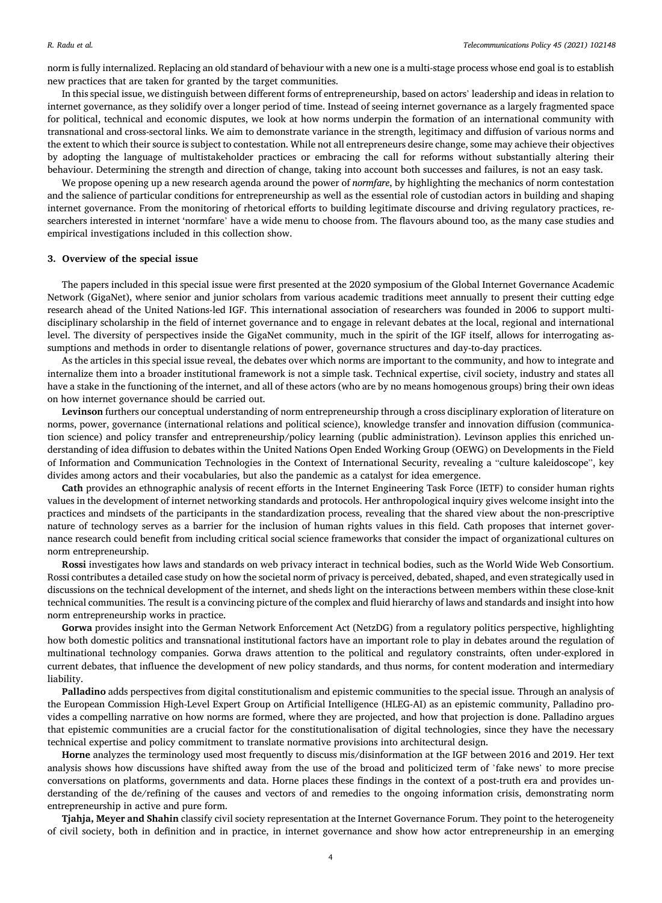norm is fully internalized. Replacing an old standard of behaviour with a new one is a multi-stage process whose end goal is to establish new practices that are taken for granted by the target communities.

In this special issue, we distinguish between different forms of entrepreneurship, based on actors' leadership and ideas in relation to internet governance, as they solidify over a longer period of time. Instead of seeing internet governance as a largely fragmented space for political, technical and economic disputes, we look at how norms underpin the formation of an international community with transnational and cross-sectoral links. We aim to demonstrate variance in the strength, legitimacy and diffusion of various norms and the extent to which their source is subject to contestation. While not all entrepreneurs desire change, some may achieve their objectives by adopting the language of multistakeholder practices or embracing the call for reforms without substantially altering their behaviour. Determining the strength and direction of change, taking into account both successes and failures, is not an easy task.

We propose opening up a new research agenda around the power of *normfare*, by highlighting the mechanics of norm contestation and the salience of particular conditions for entrepreneurship as well as the essential role of custodian actors in building and shaping internet governance. From the monitoring of rhetorical efforts to building legitimate discourse and driving regulatory practices, researchers interested in internet 'normfare' have a wide menu to choose from. The flavours abound too, as the many case studies and empirical investigations included in this collection show.

## 3. Overview of the special issue

The papers included in this special issue were first presented at the 2020 symposium of the Global Internet Governance Academic Network (GigaNet), where senior and junior scholars from various academic traditions meet annually to present their cutting edge research ahead of the United Nations-led IGF. This international association of researchers was founded in 2006 to support multi-disciplinary scholarship in the field of internet governance and to engage in relevant debates at the local, regional and international level. The diversity of perspectives inside the GigaNet community, much in the spirit of the IGF itself, allows for interrogating assumptions and methods in order to disentangle relations of power, governance structures and day-to-day practices.

As the articles in this special issue reveal, the debates over which norms are important to the community, and how to integrate and internalize them into a broader institutional framework is not a simple task. Technical expertise, civil society, industry and states all have a stake in the functioning of the internet, and all of these actors (who are by no means homogenous groups) bring their own ideas on how internet governance should be carried out.

**Levinson** furthers our conceptual understanding of norm entrepreneurship through a cross disciplinary exploration of literature on norms, power, governance (international relations and political science), knowledge transfer and innovation diffusion (communication science) and policy transfer and entrepreneurship/policy learning (public administration). Levinson applies this enriched understanding of idea diffusion to debates within the United Nations Open Ended Working Group (OEWG) on Developments in the Field of Information and Communication Technologies in the Context of International Security, revealing a "culture kaleidoscope", key divides among actors and their vocabularies, but also the pandemic as a catalyst for idea emergence.

**Cath** provides an ethnographic analysis of recent efforts in the Internet Engineering Task Force (IETF) to consider human rights values in the development of internet networking standards and protocols. Her anthropological inquiry gives welcome insight into the practices and mindsets of the participants in the standardization process, revealing that the shared view about the non-prescriptive nature of technology serves as a barrier for the inclusion of human rights values in this field. Cath proposes that internet governance research could benefit from including critical social science frameworks that consider the impact of organizational cultures on norm entrepreneurship.

**Rossi** investigates how laws and standards on web privacy interact in technical bodies, such as the World Wide Web Consortium. Rossi contributes a detailed case study on how the societal norm of privacy is perceived, debated, shaped, and even strategically used in discussions on the technical development of the internet, and sheds light on the interactions between members within these close-knit technical communities. The result is a convincing picture of the complex and fluid hierarchy of laws and standards and insight into how norm entrepreneurship works in practice.

**Gorwa** provides insight into the German Network Enforcement Act (NetzDG) from a regulatory politics perspective, highlighting how both domestic politics and transnational institutional factors have an important role to play in debates around the regulation of multinational technology companies. Gorwa draws attention to the political and regulatory constraints, often under-explored in current debates, that influence the development of new policy standards, and thus norms, for content moderation and intermediary liability.

**Palladino** adds perspectives from digital constitutionalism and epistemic communities to the special issue. Through an analysis of the European Commission High-Level Expert Group on Artificial Intelligence (HLEG-AI) as an epistemic community, Palladino provides a compelling narrative on how norms are formed, where they are projected, and how that projection is done. Palladino argues that epistemic communities are a crucial factor for the constitutionalisation of digital technologies, since they have the necessary technical expertise and policy commitment to translate normative provisions into architectural design.

**Horne** analyzes the terminology used most frequently to discuss mis/disinformation at the IGF between 2016 and 2019. Her text analysis shows how discussions have shifted away from the use of the broad and politicized term of 'fake news' to more precise conversations on platforms, governments and data. Horne places these findings in the context of a post-truth era and provides understanding of the de/refining of the causes and vectors of and remedies to the ongoing information crisis, demonstrating norm entrepreneurship in active and pure form.

**Tjahja, Meyer and Shahin** classify civil society representation at the Internet Governance Forum. They point to the heterogeneity of civil society, both in definition and in practice, in internet governance and show how actor entrepreneurship in an emerging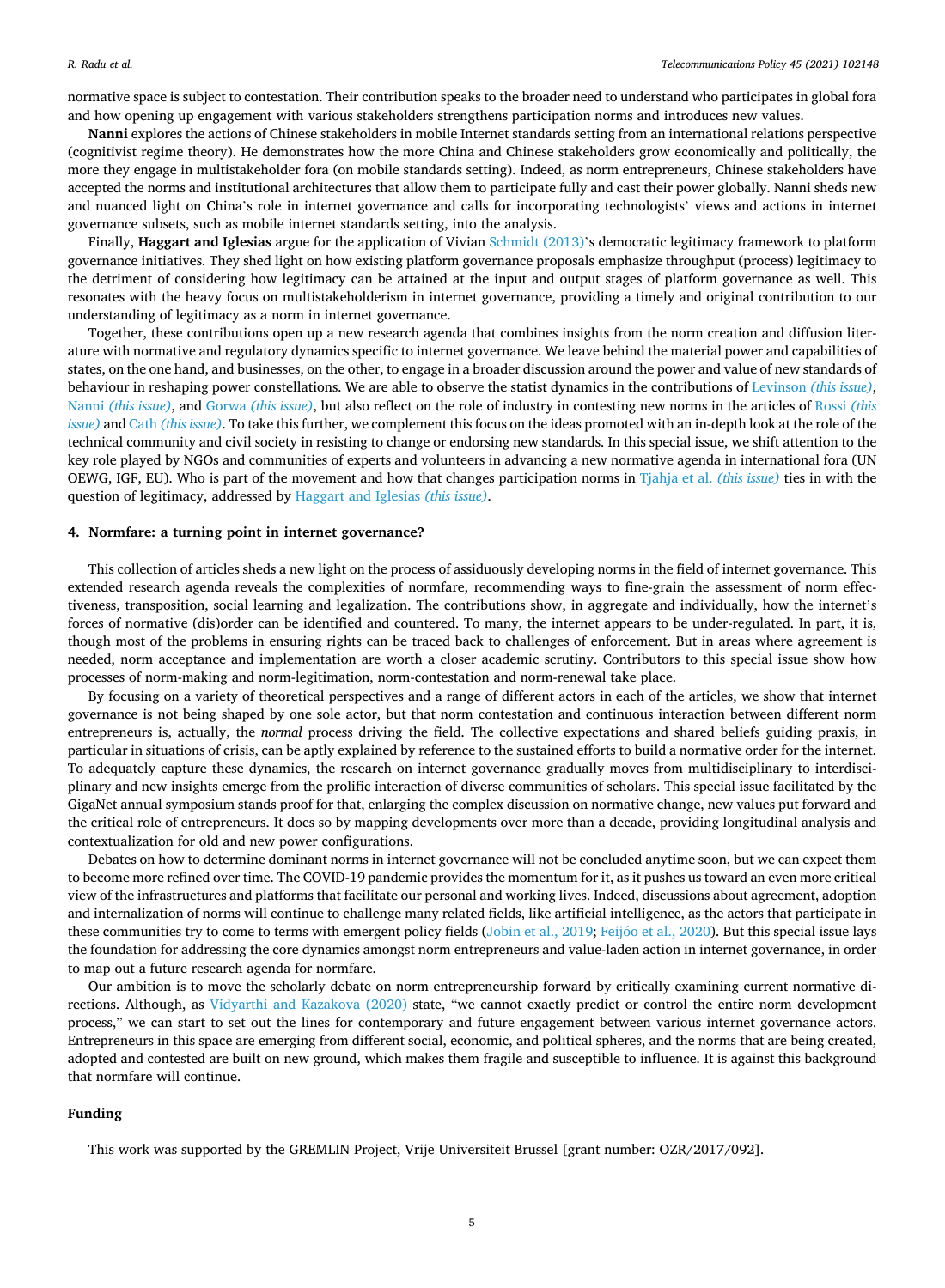normative space is subject to contestation. Their contribution speaks to the broader need to understand who participates in global fora and how opening up engagement with various stakeholders strengthens participation norms and introduces new values.

**Nanni** explores the actions of Chinese stakeholders in mobile Internet standards setting from an international relations perspective (cognitivist regime theory). He demonstrates how the more China and Chinese stakeholders grow economically and politically, the more they engage in multistakeholder fora (on mobile standards setting). Indeed, as norm entrepreneurs, Chinese stakeholders have accepted the norms and institutional architectures that allow them to participate fully and cast their power globally. Nanni sheds new and nuanced light on China's role in internet governance and calls for incorporating technologists' views and actions in internet governance subsets, such as mobile internet standards setting, into the analysis.

Finally, **Haggart and Iglesias** argue for the application of Vivian Schmidt (2013)'s democratic legitimacy framework to platform governance initiatives. They shed light on how existing platform governance proposals emphasize throughput (process) legitimacy to the detriment of considering how legitimacy can be attained at the input and output stages of platform governance as well. This resonates with the heavy focus on multistakeholderism in internet governance, providing a timely and original contribution to our understanding of legitimacy as a norm in internet governance.

Together, these contributions open up a new research agenda that combines insights from the norm creation and diffusion literature with normative and regulatory dynamics specific to internet governance. We leave behind the material power and capabilities of states, on the one hand, and businesses, on the other, to engage in a broader discussion around the power and value of new standards of behaviour in reshaping power constellations. We are able to observe the statist dynamics in the contributions of Levinson *(this issue)*, Nanni *(this issue)*, and Gorwa *(this issue)*, but also reflect on the role of industry in contesting new norms in the articles of Rossi *(this issue)* and Cath *(this issue)*. To take this further, we complement this focus on the ideas promoted with an in-depth look at the role of the technical community and civil society in resisting to change or endorsing new standards. In this special issue, we shift attention to the key role played by NGOs and communities of experts and volunteers in advancing a new normative agenda in international fora (UN OEWG, IGF, EU). Who is part of the movement and how that changes participation norms in Tjahja et al. *(this issue)* ties in with the question of legitimacy, addressed by Haggart and Iglesias *(this issue)*.

## 4. Normfare: a turning point in internet governance?

This collection of articles sheds a new light on the process of assiduously developing norms in the field of internet governance. This extended research agenda reveals the complexities of normfare, recommending ways to fine-grain the assessment of norm effectiveness, transposition, social learning and legalization. The contributions show, in aggregate and individually, how the internet's forces of normative (dis)order can be identified and countered. To many, the internet appears to be under-regulated. In part, it is, though most of the problems in ensuring rights can be traced back to challenges of enforcement. But in areas where agreement is needed, norm acceptance and implementation are worth a closer academic scrutiny. Contributors to this special issue show how processes of norm-making and norm-legitimation, norm-contestation and norm-renewal take place.

By focusing on a variety of theoretical perspectives and a range of different actors in each of the articles, we show that internet governance is not being shaped by one sole actor, but that norm contestation and continuous interaction between different norm entrepreneurs is, actually, the *normal* process driving the field. The collective expectations and shared beliefs guiding praxis, in particular in situations of crisis, can be aptly explained by reference to the sustained efforts to build a normative order for the internet. To adequately capture these dynamics, the research on internet governance gradually moves from multidisciplinary to interdisciplinary and new insights emerge from the prolific interaction of diverse communities of scholars. This special issue facilitated by the GigaNet annual symposium stands proof for that, enlarging the complex discussion on normative change, new values put forward and the critical role of entrepreneurs. It does so by mapping developments over more than a decade, providing longitudinal analysis and contextualization for old and new power configurations.

Debates on how to determine dominant norms in internet governance will not be concluded anytime soon, but we can expect them to become more refined over time. The COVID-19 pandemic provides the momentum for it, as it pushes us toward an even more critical view of the infrastructures and platforms that facilitate our personal and working lives. Indeed, discussions about agreement, adoption and internalization of norms will continue to challenge many related fields, like artificial intelligence, as the actors that participate in these communities try to come to terms with emergent policy fields (Jobin et al., 2019; Feijóo et al., 2020). But this special issue lays the foundation for addressing the core dynamics amongst norm entrepreneurs and value-laden action in internet governance, in order to map out a future research agenda for normfare.

Our ambition is to move the scholarly debate on norm entrepreneurship forward by critically examining current normative directions. Although, as Vidyarthi and Kazakova (2020) state, "we cannot exactly predict or control the entire norm development process," we can start to set out the lines for contemporary and future engagement between various internet governance actors. Entrepreneurs in this space are emerging from different social, economic, and political spheres, and the norms that are being created, adopted and contested are built on new ground, which makes them fragile and susceptible to influence. It is against this background that normfare will continue.

### Funding

This work was supported by the GREMLIN Project, Vrije Universiteit Brussel [grant number: OZR/2017/092].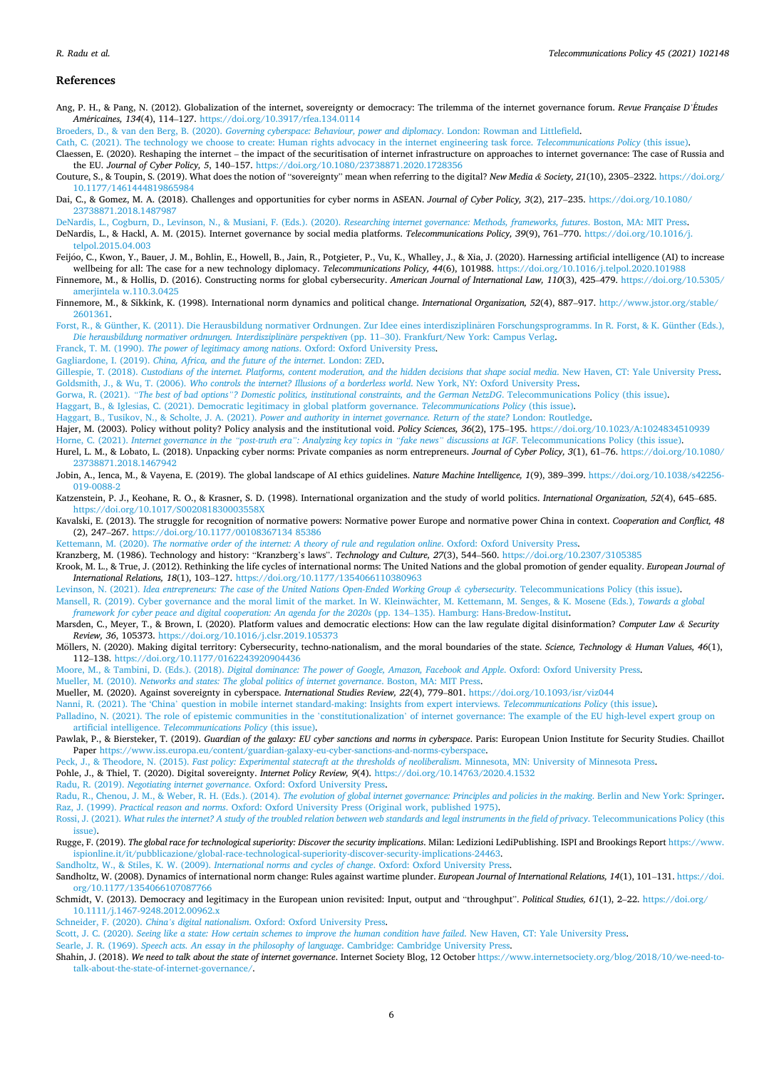## References

Ang, P. H., & Pang, N. (2012). Globalization of the internet, sovereignty or democracy: The trilemma of the internet governance forum. *Revue Française D'Études Américaines, 134*(4), 114–127. https://doi.org/10.3917/rfea.134.0114

Broeders, D., & van den Berg, B. (2020). *Governing cyberspace: Behaviour, power and diplomacy*. London: Rowman and Littlefield.

Cath, C. (2021). The technology we choose to create: Human rights advocacy in the internet engineering task force. *Telecommunications Policy* (this issue).

Claessen, E. (2020). Reshaping the internet – the impact of the securitisation of internet infrastructure on approaches to internet governance: The case of Russia and the EU. *Journal of Cyber Policy, 5*, 140–157. https://doi.org/10.1080/23738871.2020.1728356

Couture, S., & Toupin, S. (2019). What does the notion of "sovereignty" mean when referring to the digital? *New Media & Society, 21*(10), 2305–2322. https://doi.org/10.1177/1461444819865984

Dai, C., & Gomez, M. A. (2018). Challenges and opportunities for cyber norms in ASEAN. *Journal of Cyber Policy, 3*(2), 217–235. https://doi.org/10.1080/23738871.2018.1487987

DeNardis, L., Cogburn, D., Levinson, N., & Musiani, F. (Eds.). (2020). *Researching internet governance: Methods, frameworks, futures*. Boston, MA: MIT Press.

DeNardis, L., & Hackl, A. M. (2015). Internet governance by social media platforms. *Telecommunications Policy, 39*(9), 761–770. https://doi.org/10.1016/j.telpol.2015.04.003

Feijóo, C., Kwon, Y., Bauer, J. M., Bohlin, E., Howell, B., Jain, R., Potgieter, P., Vu, K., Whalley, J., & Xia, J. (2020). Harnessing artificial intelligence (AI) to increase wellbeing for all: The case for a new technology diplomacy. *Telecommunications Policy, 44*(6), 101988. https://doi.org/10.1016/j.telpol.2020.101988

Finnemore, M., & Hollis, D. (2016). Constructing norms for global cybersecurity. *American Journal of International Law, 110*(3), 425–479. https://doi.org/10.5305/amerjintela w.110.3.0425

Finnemore, M., & Sikkink, K. (1998). International norm dynamics and political change. *International Organization, 52*(4), 887–917. http://www.jstor.org/stable/2601361.

Forst, R., & Günther, K. (2011). Die Herausbildung normativer Ordnungen. Zur Idee eines interdisziplinären Forschungsprogramms. In R. Forst, & K. Günther (Eds.), *Die herausbildung normativer ordnungen. Interdisziplinäre perspektiven* (pp. 11–30). Frankfurt/New York: Campus Verlag.

Franck, T. M. (1990). *The power of legitimacy among nations*. Oxford: Oxford University Press.

Gagliardone, I. (2019). *China, Africa, and the future of the internet*. London: ZED.

Gillespie, T. (2018). *Custodians of the internet. Platforms, content moderation, and the hidden decisions that shape social media*. New Haven, CT: Yale University Press.

Goldsmith, J., & Wu, T. (2006). *Who controls the internet? Illusions of a borderless world*. New York, NY: Oxford University Press.

Gorwa, R. (2021). *"The best of bad options"? Domestic politics, institutional constraints, and the German NetzDG*. Telecommunications Policy (this issue).

Haggart, B., & Iglesias, C. (2021). Democratic legitimacy in global platform governance. *Telecommunications Policy* (this issue).

Haggart, B., Tusikov, N., & Scholte, J. A. (2021). *Power and authority in internet governance. Return of the state?* London: Routledge.

Hajer, M. (2003). Policy without polity? Policy analysis and the institutional void. *Policy Sciences, 36*(2), 175–195. https://doi.org/10.1023/A:1024834510939

Horne, C. (2021). *Internet governance in the "post-truth era": Analyzing key topics in "fake news" discussions at IGF*. Telecommunications Policy (this issue).

Hurel, L. M., & Lobato, L. (2018). Unpacking cyber norms: Private companies as norm entrepreneurs. *Journal of Cyber Policy, 3*(1), 61–76. https://doi.org/10.1080/23738871.2018.1467942

Jobin, A., Ienca, M., & Vayena, E. (2019). The global landscape of AI ethics guidelines. *Nature Machine Intelligence, 1*(9), 389–399. https://doi.org/10.1038/s42256-019-0088-2

Katzenstein, P. J., Keohane, R. O., & Krasner, S. D. (1998). International organization and the study of world politics. *International Organization, 52*(4), 645–685. https://doi.org/10.1017/S002081830003558X

Kavalski, E. (2013). The struggle for recognition of normative powers: Normative power Europe and normative power China in context. *Cooperation and Conflict, 48*(2), 247–267. https://doi.org/10.1177/00108367134 85386

Kettemann, M. (2020). *The normative order of the internet: A theory of rule and regulation online*. Oxford: Oxford University Press.

Kranzberg, M. (1986). Technology and history: "Kranzberg's laws". *Technology and Culture, 27*(3), 544–560. https://doi.org/10.2307/3105385

Krook, M. L., & True, J. (2012). Rethinking the life cycles of international norms: The United Nations and the global promotion of gender equality. *European Journal of International Relations, 18*(1), 103–127. https://doi.org/10.1177/1354066110380963

Levinson, N. (2021). *Idea entrepreneurs: The case of the United Nations Open-Ended Working Group & cybersecurity*. Telecommunications Policy (this issue).

Mansell, R. (2019). Cyber governance and the moral limit of the market. In W. Kleinwächter, M. Kettemann, M. Senges, & K. Mosene (Eds.), *Towards a global framework for cyber peace and digital cooperation: An agenda for the 2020s* (pp. 134–135). Hamburg: Hans-Bredow-Institut.

Marsden, C., Meyer, T., & Brown, I. (2020). Platform values and democratic elections: How can the law regulate digital disinformation? *Computer Law & Security Review, 36*, 105373. https://doi.org/10.1016/j.clsr.2019.105373

Möllers, N. (2020). Making digital territory: Cybersecurity, techno-nationalism, and the moral boundaries of the state. *Science, Technology & Human Values, 46*(1), 112–138. https://doi.org/10.1177/0162243920904436

Moore, M., & Tambini, D. (Eds.). (2018). *Digital dominance: The power of Google, Amazon, Facebook and Apple*. Oxford: Oxford University Press.

Mueller, M. (2010). *Networks and states: The global politics of internet governance*. Boston, MA: MIT Press.

Mueller, M. (2020). Against sovereignty in cyberspace. *International Studies Review, 22*(4), 779–801. https://doi.org/10.1093/isr/viz044

Nanni, R. (2021). The 'China' question in mobile internet standard-making: Insights from expert interviews. *Telecommunications Policy* (this issue).

Palladino, N. (2021). The role of epistemic communities in the 'constitutionalization' of internet governance: The example of the EU high-level expert group on artificial intelligence. *Telecommunications Policy* (this issue).

Pawlak, P., & Biersteker, T. (2019). *Guardian of the galaxy: EU cyber sanctions and norms in cyberspace*. Paris: European Union Institute for Security Studies. Chaillot Paper https://www.iss.europa.eu/content/guardian-galaxy-eu-cyber-sanctions-and-norms-cyberspace.

Peck, J., & Theodore, N. (2015). *Fast policy: Experimental statecraft at the thresholds of neoliberalism*. Minnesota, MN: University of Minnesota Press.

Pohle, J., & Thiel, T. (2020). Digital sovereignty. *Internet Policy Review, 9*(4). https://doi.org/10.14763/2020.4.1532

Radu, R. (2019). *Negotiating internet governance*. Oxford: Oxford University Press.

Radu, R., Chenou, J. M., & Weber, R. H. (Eds.). (2014). *The evolution of global internet governance: Principles and policies in the making*. Berlin and New York: Springer.

Raz, J. (1999). *Practical reason and norms*. Oxford: Oxford University Press (Original work, published 1975).

Rossi, J. (2021). *What rules the internet? A study of the troubled relation between web standards and legal instruments in the field of privacy*. Telecommunications Policy (this issue).

Rugge, F. (2019). *The global race for technological superiority: Discover the security implications*. Milan: Ledizioni LediPublishing. ISPI and Brookings Report https://www.ispionline.it/it/pubblicazione/global-race-technological-superiority-discover-security-implications-24463.

Sandholtz, W., & Stiles, K. W. (2009). *International norms and cycles of change*. Oxford: Oxford University Press.

Sandholtz, W. (2008). Dynamics of international norm change: Rules against wartime plunder. *European Journal of International Relations, 14*(1), 101–131. https://doi.org/10.1177/1354066107087766

Schmidt, V. (2013). Democracy and legitimacy in the European union revisited: Input, output and "throughput". *Political Studies, 61*(1), 2–22. https://doi.org/10.1111/j.1467-9248.2012.00962.x

Schneider, F. (2020). *China's digital nationalism*. Oxford: Oxford University Press.

Scott, J. C. (2020). *Seeing like a state: How certain schemes to improve the human condition have failed*. New Haven, CT: Yale University Press.

Searle, J. R. (1969). *Speech acts. An essay in the philosophy of language*. Cambridge: Cambridge University Press.

Shahin, J. (2018). *We need to talk about the state of internet governance*. Internet Society Blog, 12 October https://www.internetsociety.org/blog/2018/10/we-need-to-talk-about-the-state-of-internet-governance/.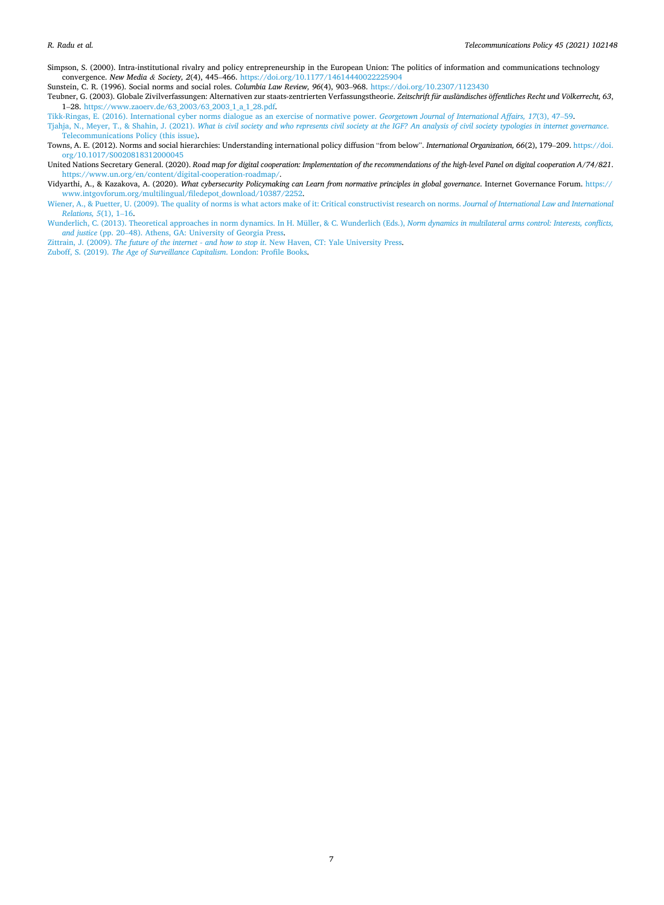Simpson, S. (2000). Intra-institutional rivalry and policy entrepreneurship in the European Union: The politics of information and communications technology convergence. *New Media & Society, 2*(4), 445–466. https://doi.org/10.1177/14614440022225904

Sunstein, C. R. (1996). Social norms and social roles. *Columbia Law Review, 96*(4), 903–968. https://doi.org/10.2307/1123430

Teubner, G. (2003). Globale Zivilverfassungen: Alternativen zur staats-zentrierten Verfassungstheorie. *Zeitschrift für ausländisches öffentliches Recht und Völkerrecht, 63*, 1–28. https://www.zaoerv.de/63_2003/63_2003_1_a_1_28.pdf.

Tikk-Ringas, E. (2016). International cyber norms dialogue as an exercise of normative power. *Georgetown Journal of International Affairs, 17*(3), 47–59.

Tjahja, N., Meyer, T., & Shahin, J. (2021). *What is civil society and who represents civil society at the IGF? An analysis of civil society typologies in internet governance*. Telecommunications Policy (this issue).

Towns, A. E. (2012). Norms and social hierarchies: Understanding international policy diffusion "from below". *International Organization, 66*(2), 179–209. https://doi.org/10.1017/S0020818312000045

United Nations Secretary General. (2020). *Road map for digital cooperation: Implementation of the recommendations of the high-level Panel on digital cooperation A/74/821*. https://www.un.org/en/content/digital-cooperation-roadmap/.

Vidyarthi, A., & Kazakova, A. (2020). *What cybersecurity Policymaking can Learn from normative principles in global governance*. Internet Governance Forum. https://www.intgovforum.org/multilingual/filedepot_download/10387/2252.

Wiener, A., & Puetter, U. (2009). The quality of norms is what actors make of it: Critical constructivist research on norms. *Journal of International Law and International Relations, 5*(1), 1–16.

Wunderlich, C. (2013). Theoretical approaches in norm dynamics. In H. Müller, & C. Wunderlich (Eds.), *Norm dynamics in multilateral arms control: Interests, conflicts, and justice* (pp. 20–48). Athens, GA: University of Georgia Press.

Zittrain, J. (2009). *The future of the internet - and how to stop it*. New Haven, CT: Yale University Press.

Zuboff, S. (2019). *The Age of Surveillance Capitalism*. London: Profile Books.